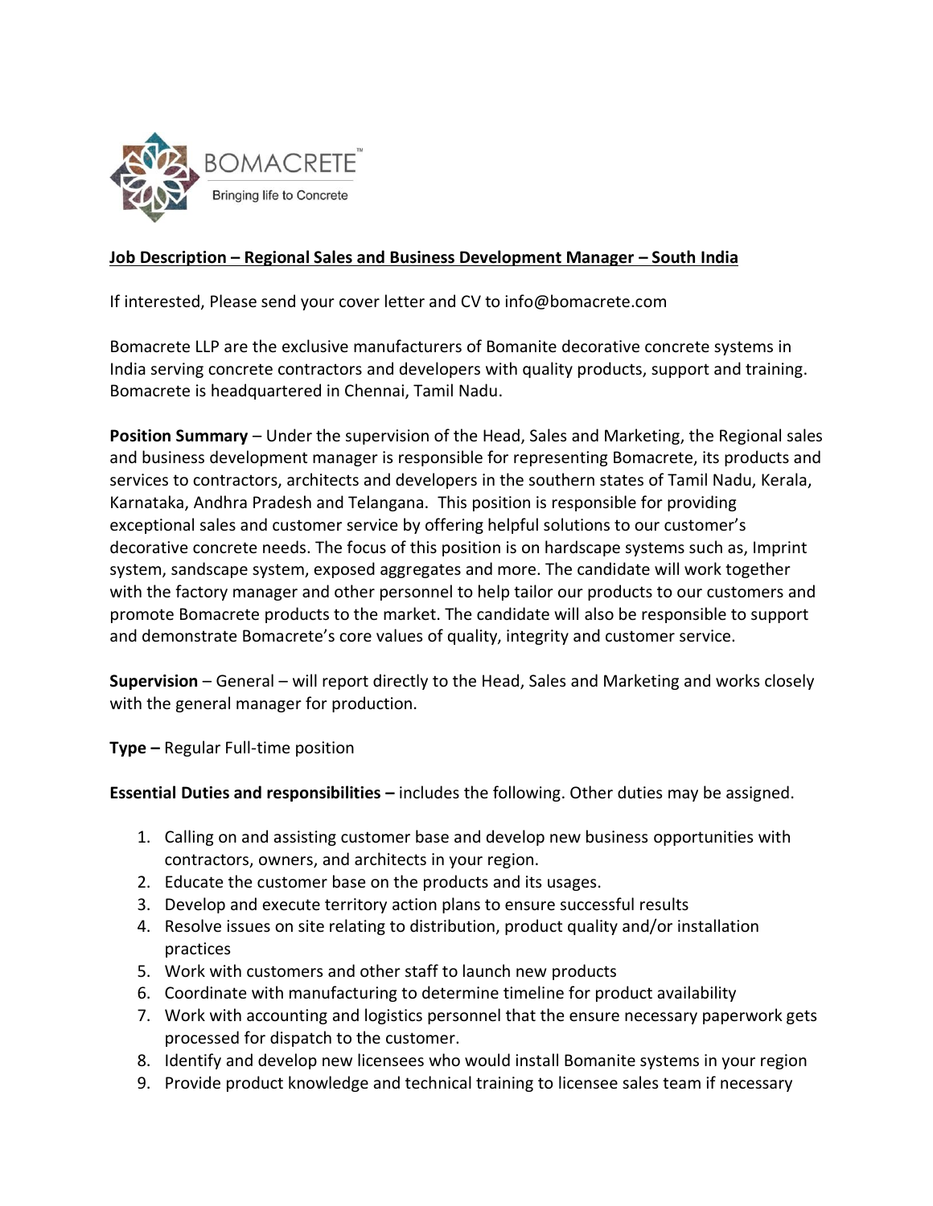BOMACRETE™
Bringing life to Concrete

**Job Description – Regional Sales and Business Development Manager – South India**

If interested, Please send your cover letter and CV to info@bomacrete.com

Bomacrete LLP are the exclusive manufacturers of Bomanite decorative concrete systems in India serving concrete contractors and developers with quality products, support and training. Bomacrete is headquartered in Chennai, Tamil Nadu.

**Position Summary** – Under the supervision of the Head, Sales and Marketing, the Regional sales and business development manager is responsible for representing Bomacrete, its products and services to contractors, architects and developers in the southern states of Tamil Nadu, Kerala, Karnataka, Andhra Pradesh and Telangana. This position is responsible for providing exceptional sales and customer service by offering helpful solutions to our customer's decorative concrete needs. The focus of this position is on hardscape systems such as, Imprint system, sandscape system, exposed aggregates and more. The candidate will work together with the factory manager and other personnel to help tailor our products to our customers and promote Bomacrete products to the market. The candidate will also be responsible to support and demonstrate Bomacrete's core values of quality, integrity and customer service.

**Supervision** – General – will report directly to the Head, Sales and Marketing and works closely with the general manager for production.

**Type –** Regular Full-time position

**Essential Duties and responsibilities –** includes the following. Other duties may be assigned.

1. Calling on and assisting customer base and develop new business opportunities with contractors, owners, and architects in your region.
2. Educate the customer base on the products and its usages.
3. Develop and execute territory action plans to ensure successful results
4. Resolve issues on site relating to distribution, product quality and/or installation practices
5. Work with customers and other staff to launch new products
6. Coordinate with manufacturing to determine timeline for product availability
7. Work with accounting and logistics personnel that the ensure necessary paperwork gets processed for dispatch to the customer.
8. Identify and develop new licensees who would install Bomanite systems in your region
9. Provide product knowledge and technical training to licensee sales team if necessary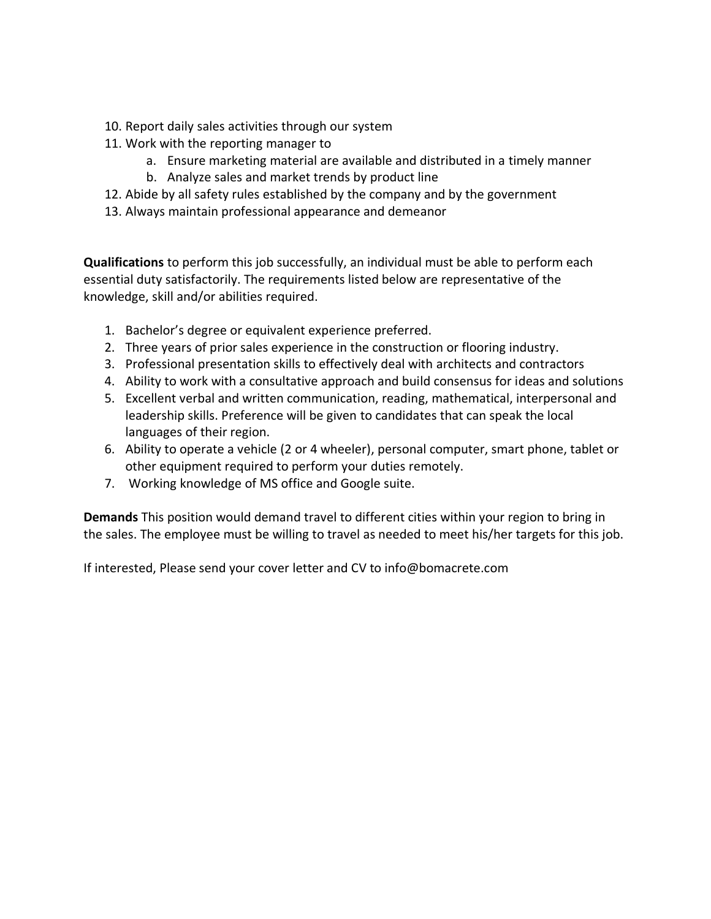10. Report daily sales activities through our system
11. Work with the reporting manager to
    a. Ensure marketing material are available and distributed in a timely manner
    b. Analyze sales and market trends by product line
12. Abide by all safety rules established by the company and by the government
13. Always maintain professional appearance and demeanor

**Qualifications** to perform this job successfully, an individual must be able to perform each essential duty satisfactorily. The requirements listed below are representative of the knowledge, skill and/or abilities required.

1. Bachelor's degree or equivalent experience preferred.
2. Three years of prior sales experience in the construction or flooring industry.
3. Professional presentation skills to effectively deal with architects and contractors
4. Ability to work with a consultative approach and build consensus for ideas and solutions
5. Excellent verbal and written communication, reading, mathematical, interpersonal and leadership skills. Preference will be given to candidates that can speak the local languages of their region.
6. Ability to operate a vehicle (2 or 4 wheeler), personal computer, smart phone, tablet or other equipment required to perform your duties remotely.
7. Working knowledge of MS office and Google suite.

**Demands** This position would demand travel to different cities within your region to bring in the sales. The employee must be willing to travel as needed to meet his/her targets for this job.

If interested, Please send your cover letter and CV to info@bomacrete.com